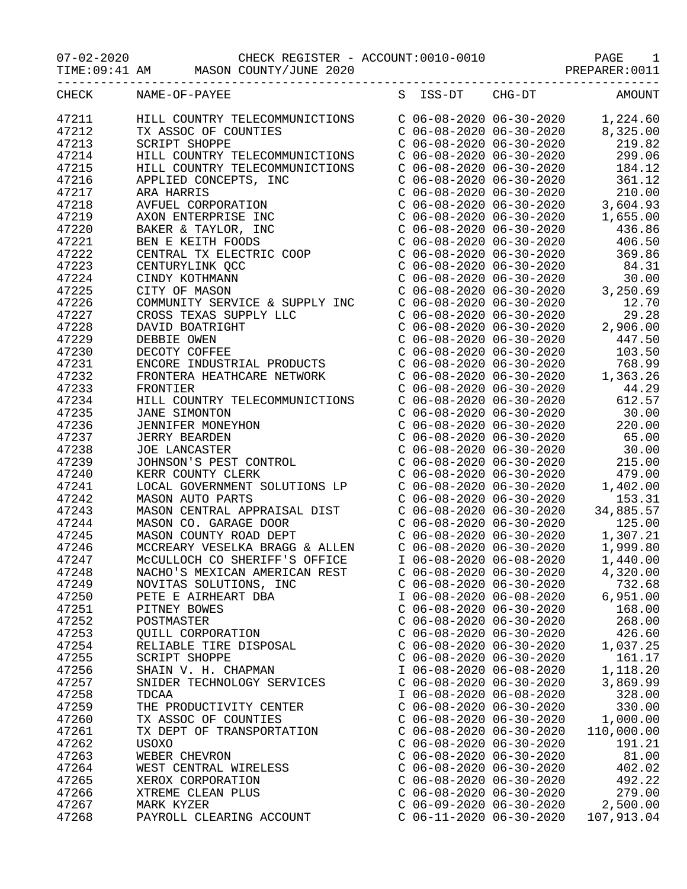07-02-2020 CHECK REGISTER - ACCOUNT:0010-0010

TIME:09:41 AM MASON COUNTY/JUNE 2020

PREPARER:0011

| CHECK | NAME-OF-PAYEE | S | ISS-DT | CHG-DT | AMOUNT |
|---|---|---|---|---|---|
| 47211 | HILL COUNTRY TELECOMMUNICTIONS | C | 06-08-2020 | 06-30-2020 | 1,224.60 |
| 47212 | TX ASSOC OF COUNTIES | C | 06-08-2020 | 06-30-2020 | 8,325.00 |
| 47213 | SCRIPT SHOPPE | C | 06-08-2020 | 06-30-2020 | 219.82 |
| 47214 | HILL COUNTRY TELECOMMUNICTIONS | C | 06-08-2020 | 06-30-2020 | 299.06 |
| 47215 | HILL COUNTRY TELECOMMUNICTIONS | C | 06-08-2020 | 06-30-2020 | 184.12 |
| 47216 | APPLIED CONCEPTS, INC | C | 06-08-2020 | 06-30-2020 | 361.12 |
| 47217 | ARA HARRIS | C | 06-08-2020 | 06-30-2020 | 210.00 |
| 47218 | AVFUEL CORPORATION | C | 06-08-2020 | 06-30-2020 | 3,604.93 |
| 47219 | AXON ENTERPRISE INC | C | 06-08-2020 | 06-30-2020 | 1,655.00 |
| 47220 | BAKER & TAYLOR, INC | C | 06-08-2020 | 06-30-2020 | 436.86 |
| 47221 | BEN E KEITH FOODS | C | 06-08-2020 | 06-30-2020 | 406.50 |
| 47222 | CENTRAL TX ELECTRIC COOP | C | 06-08-2020 | 06-30-2020 | 369.86 |
| 47223 | CENTURYLINK QCC | C | 06-08-2020 | 06-30-2020 | 84.31 |
| 47224 | CINDY KOTHMANN | C | 06-08-2020 | 06-30-2020 | 30.00 |
| 47225 | CITY OF MASON | C | 06-08-2020 | 06-30-2020 | 3,250.69 |
| 47226 | COMMUNITY SERVICE & SUPPLY INC | C | 06-08-2020 | 06-30-2020 | 12.70 |
| 47227 | CROSS TEXAS SUPPLY LLC | C | 06-08-2020 | 06-30-2020 | 29.28 |
| 47228 | DAVID BOATRIGHT | C | 06-08-2020 | 06-30-2020 | 2,906.00 |
| 47229 | DEBBIE OWEN | C | 06-08-2020 | 06-30-2020 | 447.50 |
| 47230 | DECOTY COFFEE | C | 06-08-2020 | 06-30-2020 | 103.50 |
| 47231 | ENCORE INDUSTRIAL PRODUCTS | C | 06-08-2020 | 06-30-2020 | 768.99 |
| 47232 | FRONTERA HEATHCARE NETWORK | C | 06-08-2020 | 06-30-2020 | 1,363.26 |
| 47233 | FRONTIER | C | 06-08-2020 | 06-30-2020 | 44.29 |
| 47234 | HILL COUNTRY TELECOMMUNICTIONS | C | 06-08-2020 | 06-30-2020 | 612.57 |
| 47235 | JANE SIMONTON | C | 06-08-2020 | 06-30-2020 | 30.00 |
| 47236 | JENNIFER MONEYHON | C | 06-08-2020 | 06-30-2020 | 220.00 |
| 47237 | JERRY BEARDEN | C | 06-08-2020 | 06-30-2020 | 65.00 |
| 47238 | JOE LANCASTER | C | 06-08-2020 | 06-30-2020 | 30.00 |
| 47239 | JOHNSON'S PEST CONTROL | C | 06-08-2020 | 06-30-2020 | 215.00 |
| 47240 | KERR COUNTY CLERK | C | 06-08-2020 | 06-30-2020 | 479.00 |
| 47241 | LOCAL GOVERNMENT SOLUTIONS LP | C | 06-08-2020 | 06-30-2020 | 1,402.00 |
| 47242 | MASON AUTO PARTS | C | 06-08-2020 | 06-30-2020 | 153.31 |
| 47243 | MASON CENTRAL APPRAISAL DIST | C | 06-08-2020 | 06-30-2020 | 34,885.57 |
| 47244 | MASON CO. GARAGE DOOR | C | 06-08-2020 | 06-30-2020 | 125.00 |
| 47245 | MASON COUNTY ROAD DEPT | C | 06-08-2020 | 06-30-2020 | 1,307.21 |
| 47246 | MCCREARY VESELKA BRAGG & ALLEN | C | 06-08-2020 | 06-30-2020 | 1,999.80 |
| 47247 | McCULLOCH CO SHERIFF'S OFFICE | I | 06-08-2020 | 06-08-2020 | 1,440.00 |
| 47248 | NACHO'S MEXICAN AMERICAN REST | C | 06-08-2020 | 06-30-2020 | 4,320.00 |
| 47249 | NOVITAS SOLUTIONS, INC | C | 06-08-2020 | 06-30-2020 | 732.68 |
| 47250 | PETE E AIRHEART DBA | I | 06-08-2020 | 06-08-2020 | 6,951.00 |
| 47251 | PITNEY BOWES | C | 06-08-2020 | 06-30-2020 | 168.00 |
| 47252 | POSTMASTER | C | 06-08-2020 | 06-30-2020 | 268.00 |
| 47253 | QUILL CORPORATION | C | 06-08-2020 | 06-30-2020 | 426.60 |
| 47254 | RELIABLE TIRE DISPOSAL | C | 06-08-2020 | 06-30-2020 | 1,037.25 |
| 47255 | SCRIPT SHOPPE | C | 06-08-2020 | 06-30-2020 | 161.17 |
| 47256 | SHAIN V. H. CHAPMAN | I | 06-08-2020 | 06-08-2020 | 1,118.20 |
| 47257 | SNIDER TECHNOLOGY SERVICES | C | 06-08-2020 | 06-30-2020 | 3,869.99 |
| 47258 | TDCAA | I | 06-08-2020 | 06-08-2020 | 328.00 |
| 47259 | THE PRODUCTIVITY CENTER | C | 06-08-2020 | 06-30-2020 | 330.00 |
| 47260 | TX ASSOC OF COUNTIES | C | 06-08-2020 | 06-30-2020 | 1,000.00 |
| 47261 | TX DEPT OF TRANSPORTATION | C | 06-08-2020 | 06-30-2020 | 110,000.00 |
| 47262 | USOXO | C | 06-08-2020 | 06-30-2020 | 191.21 |
| 47263 | WEBER CHEVRON | C | 06-08-2020 | 06-30-2020 | 81.00 |
| 47264 | WEST CENTRAL WIRELESS | C | 06-08-2020 | 06-30-2020 | 402.02 |
| 47265 | XEROX CORPORATION | C | 06-08-2020 | 06-30-2020 | 492.22 |
| 47266 | XTREME CLEAN PLUS | C | 06-08-2020 | 06-30-2020 | 279.00 |
| 47267 | MARK KYZER | C | 06-09-2020 | 06-30-2020 | 2,500.00 |
| 47268 | PAYROLL CLEARING ACCOUNT | C | 06-11-2020 | 06-30-2020 | 107,913.04 |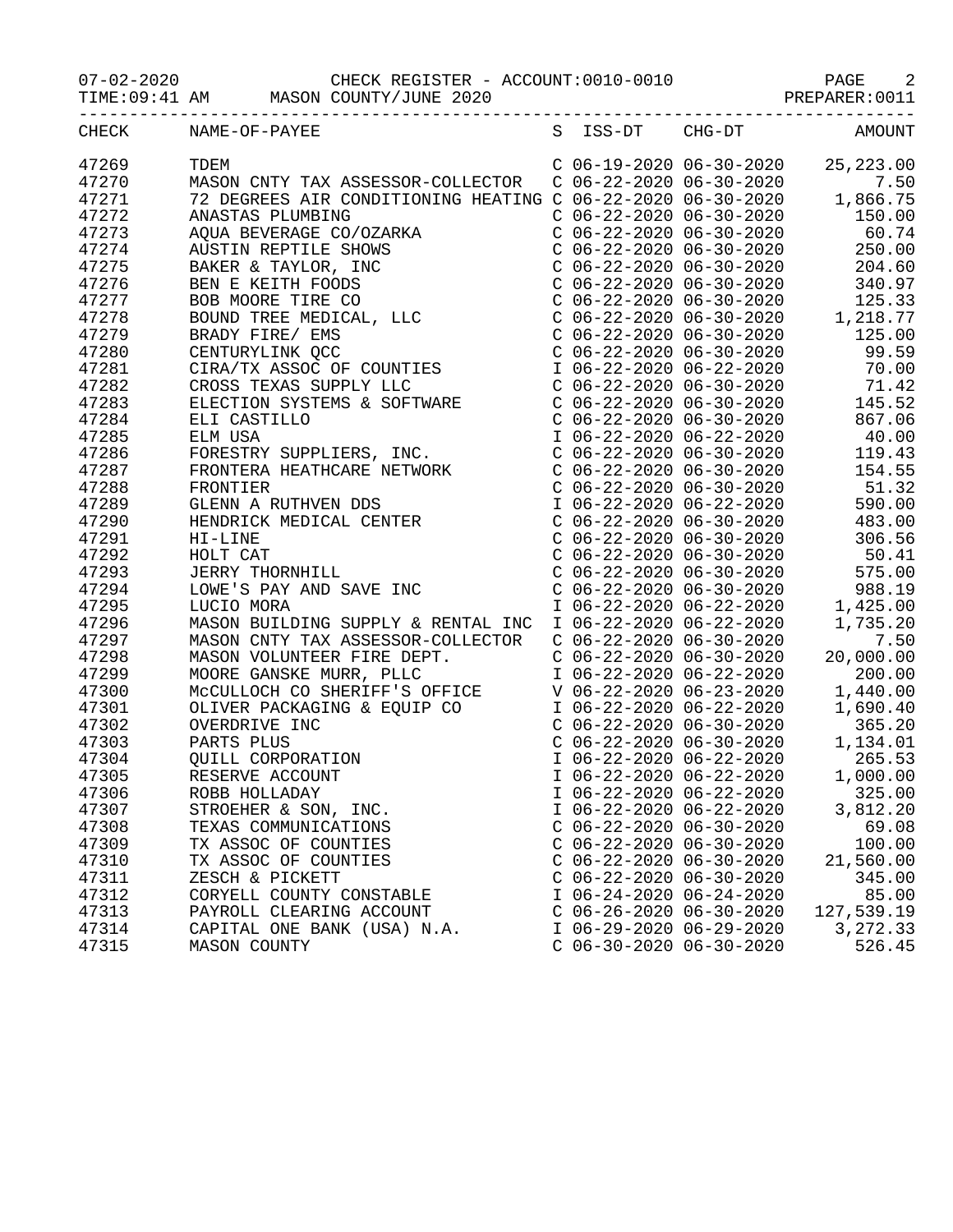CHECK REGISTER - ACCOUNT:0010-0010

MASON COUNTY/JUNE 2020

07-02-2020 TIME:09:41 AM PREPARER:0011

| CHECK | NAME-OF-PAYEE | S | ISS-DT | CHG-DT | AMOUNT |
|---|---|---|---|---|---|
| 47269 | TDEM | C | 06-19-2020 | 06-30-2020 | 25,223.00 |
| 47270 | MASON CNTY TAX ASSESSOR-COLLECTOR | C | 06-22-2020 | 06-30-2020 | 7.50 |
| 47271 | 72 DEGREES AIR CONDITIONING HEATING | C | 06-22-2020 | 06-30-2020 | 1,866.75 |
| 47272 | ANASTAS PLUMBING | C | 06-22-2020 | 06-30-2020 | 150.00 |
| 47273 | AQUA BEVERAGE CO/OZARKA | C | 06-22-2020 | 06-30-2020 | 60.74 |
| 47274 | AUSTIN REPTILE SHOWS | C | 06-22-2020 | 06-30-2020 | 250.00 |
| 47275 | BAKER & TAYLOR, INC | C | 06-22-2020 | 06-30-2020 | 204.60 |
| 47276 | BEN E KEITH FOODS | C | 06-22-2020 | 06-30-2020 | 340.97 |
| 47277 | BOB MOORE TIRE CO | C | 06-22-2020 | 06-30-2020 | 125.33 |
| 47278 | BOUND TREE MEDICAL, LLC | C | 06-22-2020 | 06-30-2020 | 1,218.77 |
| 47279 | BRADY FIRE/ EMS | C | 06-22-2020 | 06-30-2020 | 125.00 |
| 47280 | CENTURYLINK QCC | C | 06-22-2020 | 06-30-2020 | 99.59 |
| 47281 | CIRA/TX ASSOC OF COUNTIES | I | 06-22-2020 | 06-22-2020 | 70.00 |
| 47282 | CROSS TEXAS SUPPLY LLC | C | 06-22-2020 | 06-30-2020 | 71.42 |
| 47283 | ELECTION SYSTEMS & SOFTWARE | C | 06-22-2020 | 06-30-2020 | 145.52 |
| 47284 | ELI CASTILLO | C | 06-22-2020 | 06-30-2020 | 867.06 |
| 47285 | ELM USA | I | 06-22-2020 | 06-22-2020 | 40.00 |
| 47286 | FORESTRY SUPPLIERS, INC. | C | 06-22-2020 | 06-30-2020 | 119.43 |
| 47287 | FRONTERA HEATHCARE NETWORK | C | 06-22-2020 | 06-30-2020 | 154.55 |
| 47288 | FRONTIER | C | 06-22-2020 | 06-30-2020 | 51.32 |
| 47289 | GLENN A RUTHVEN DDS | I | 06-22-2020 | 06-22-2020 | 590.00 |
| 47290 | HENDRICK MEDICAL CENTER | C | 06-22-2020 | 06-30-2020 | 483.00 |
| 47291 | HI-LINE | C | 06-22-2020 | 06-30-2020 | 306.56 |
| 47292 | HOLT CAT | C | 06-22-2020 | 06-30-2020 | 50.41 |
| 47293 | JERRY THORNHILL | C | 06-22-2020 | 06-30-2020 | 575.00 |
| 47294 | LOWE'S PAY AND SAVE INC | C | 06-22-2020 | 06-30-2020 | 988.19 |
| 47295 | LUCIO MORA | I | 06-22-2020 | 06-22-2020 | 1,425.00 |
| 47296 | MASON BUILDING SUPPLY & RENTAL INC | I | 06-22-2020 | 06-22-2020 | 1,735.20 |
| 47297 | MASON CNTY TAX ASSESSOR-COLLECTOR | C | 06-22-2020 | 06-30-2020 | 7.50 |
| 47298 | MASON VOLUNTEER FIRE DEPT. | C | 06-22-2020 | 06-30-2020 | 20,000.00 |
| 47299 | MOORE GANSKE MURR, PLLC | I | 06-22-2020 | 06-22-2020 | 200.00 |
| 47300 | McCULLOCH CO SHERIFF'S OFFICE | V | 06-22-2020 | 06-23-2020 | 1,440.00 |
| 47301 | OLIVER PACKAGING & EQUIP CO | I | 06-22-2020 | 06-22-2020 | 1,690.40 |
| 47302 | OVERDRIVE INC | C | 06-22-2020 | 06-30-2020 | 365.20 |
| 47303 | PARTS PLUS | C | 06-22-2020 | 06-30-2020 | 1,134.01 |
| 47304 | QUILL CORPORATION | I | 06-22-2020 | 06-22-2020 | 265.53 |
| 47305 | RESERVE ACCOUNT | I | 06-22-2020 | 06-22-2020 | 1,000.00 |
| 47306 | ROBB HOLLADAY | I | 06-22-2020 | 06-22-2020 | 325.00 |
| 47307 | STROEHER & SON, INC. | I | 06-22-2020 | 06-22-2020 | 3,812.20 |
| 47308 | TEXAS COMMUNICATIONS | C | 06-22-2020 | 06-30-2020 | 69.08 |
| 47309 | TX ASSOC OF COUNTIES | C | 06-22-2020 | 06-30-2020 | 100.00 |
| 47310 | TX ASSOC OF COUNTIES | C | 06-22-2020 | 06-30-2020 | 21,560.00 |
| 47311 | ZESCH & PICKETT | C | 06-22-2020 | 06-30-2020 | 345.00 |
| 47312 | CORYELL COUNTY CONSTABLE | I | 06-24-2020 | 06-24-2020 | 85.00 |
| 47313 | PAYROLL CLEARING ACCOUNT | C | 06-26-2020 | 06-30-2020 | 127,539.19 |
| 47314 | CAPITAL ONE BANK (USA) N.A. | I | 06-29-2020 | 06-29-2020 | 3,272.33 |
| 47315 | MASON COUNTY | C | 06-30-2020 | 06-30-2020 | 526.45 |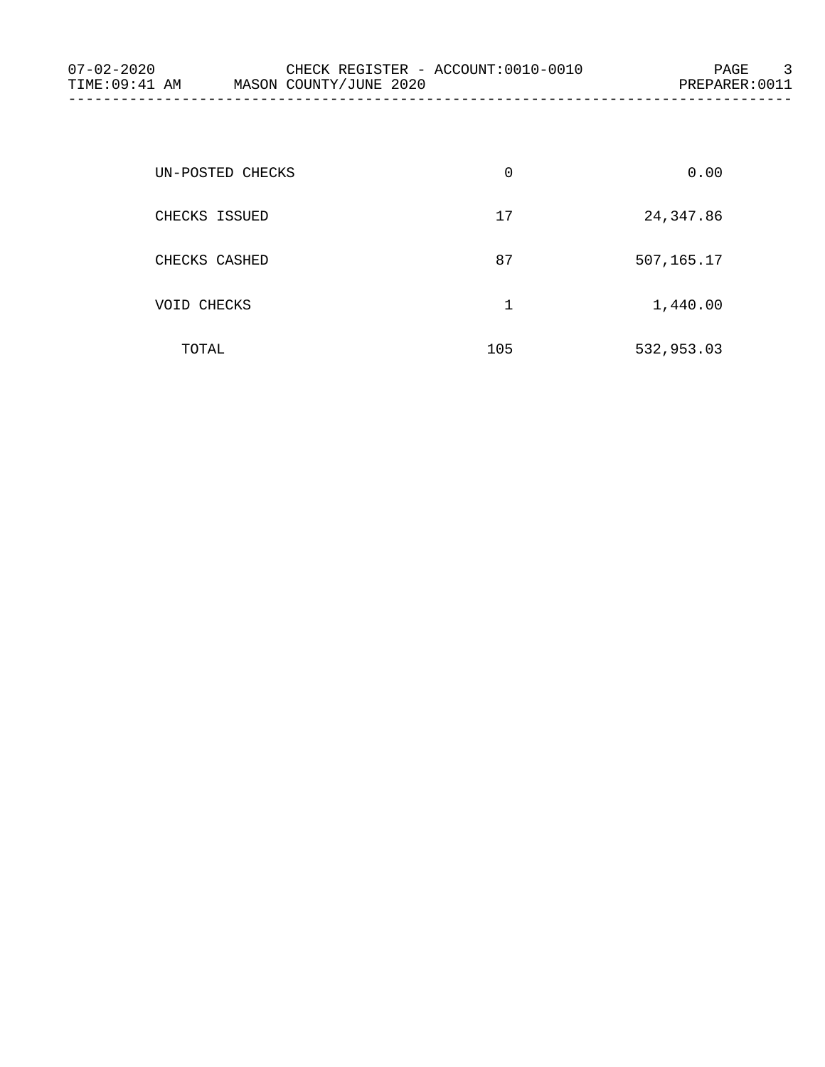| | | |
|---|---|---|
| UN-POSTED CHECKS | 0 | 0.00 |
| CHECKS ISSUED | 17 | 24,347.86 |
| CHECKS CASHED | 87 | 507,165.17 |
| VOID CHECKS | 1 | 1,440.00 |
| TOTAL | 105 | 532,953.03 |